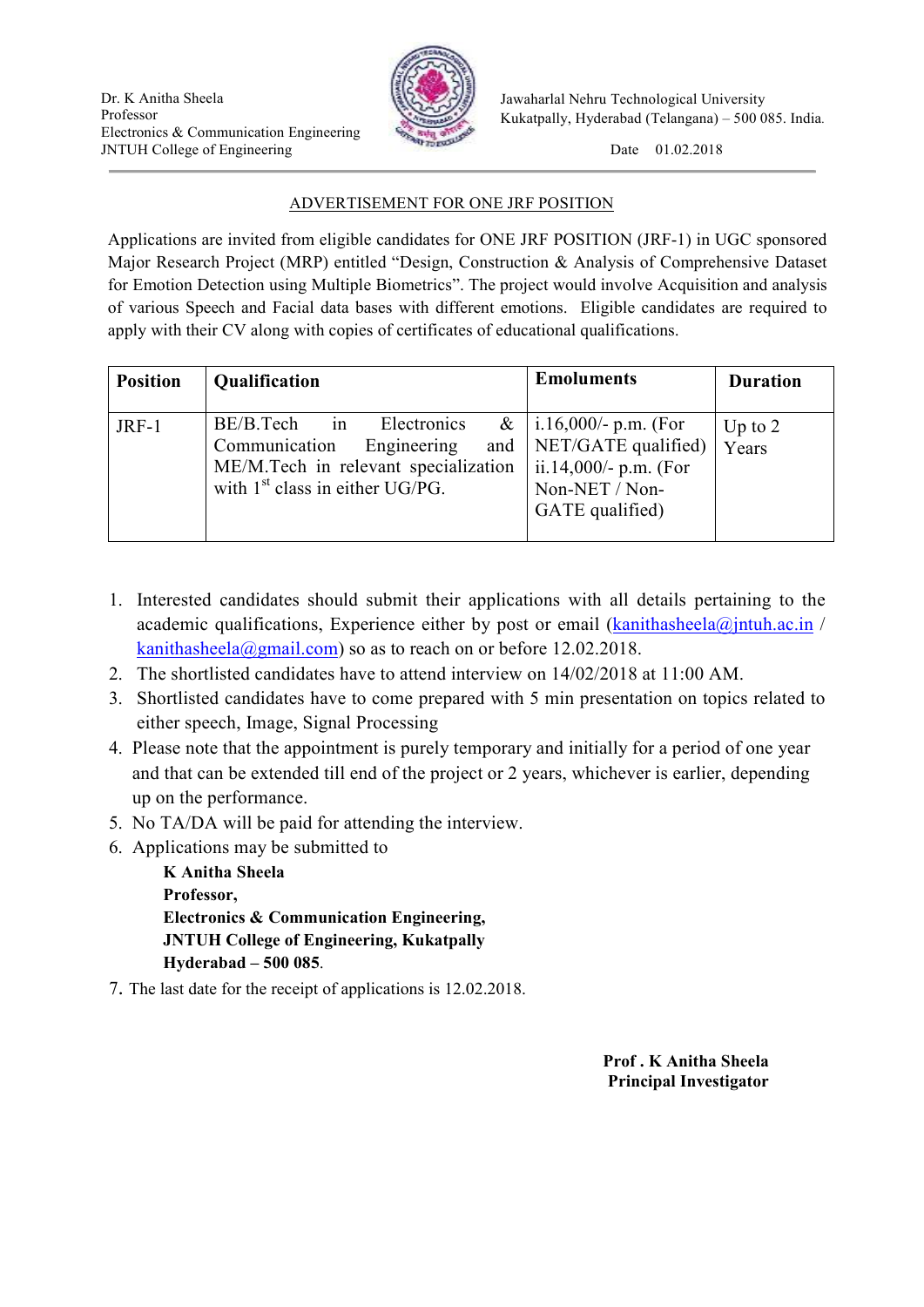Dr. K Anitha Sheela
Professor
Electronics & Communication Engineering
JNTUH College of Engineering

Jawaharlal Nehru Technological University
Kukatpally, Hyderabad (Telangana) – 500 085. India.

Date 01.02.2018

## ADVERTISEMENT FOR ONE JRF POSITION

Applications are invited from eligible candidates for ONE JRF POSITION (JRF-1) in UGC sponsored Major Research Project (MRP) entitled "Design, Construction & Analysis of Comprehensive Dataset for Emotion Detection using Multiple Biometrics". The project would involve Acquisition and analysis of various Speech and Facial data bases with different emotions. Eligible candidates are required to apply with their CV along with copies of certificates of educational qualifications.

| Position | Qualification | Emoluments | Duration |
|---|---|---|---|
| JRF-1 | BE/B.Tech in Electronics & Communication Engineering and ME/M.Tech in relevant specialization with 1st class in either UG/PG. | i.16,000/- p.m. (For NET/GATE qualified) ii.14,000/- p.m. (For Non-NET / Non-GATE qualified) | Up to 2 Years |

1. Interested candidates should submit their applications with all details pertaining to the academic qualifications, Experience either by post or email (kanithasheela@jntuh.ac.in / kanithasheela@gmail.com) so as to reach on or before 12.02.2018.
2. The shortlisted candidates have to attend interview on 14/02/2018 at 11:00 AM.
3. Shortlisted candidates have to come prepared with 5 min presentation on topics related to either speech, Image, Signal Processing
4. Please note that the appointment is purely temporary and initially for a period of one year and that can be extended till end of the project or 2 years, whichever is earlier, depending up on the performance.
5. No TA/DA will be paid for attending the interview.
6. Applications may be submitted to

   **K Anitha Sheela**
   **Professor,**
   **Electronics & Communication Engineering,**
   **JNTUH College of Engineering, Kukatpally**
   **Hyderabad – 500 085**.
7. The last date for the receipt of applications is 12.02.2018.

**Prof . K Anitha Sheela**
**Principal Investigator**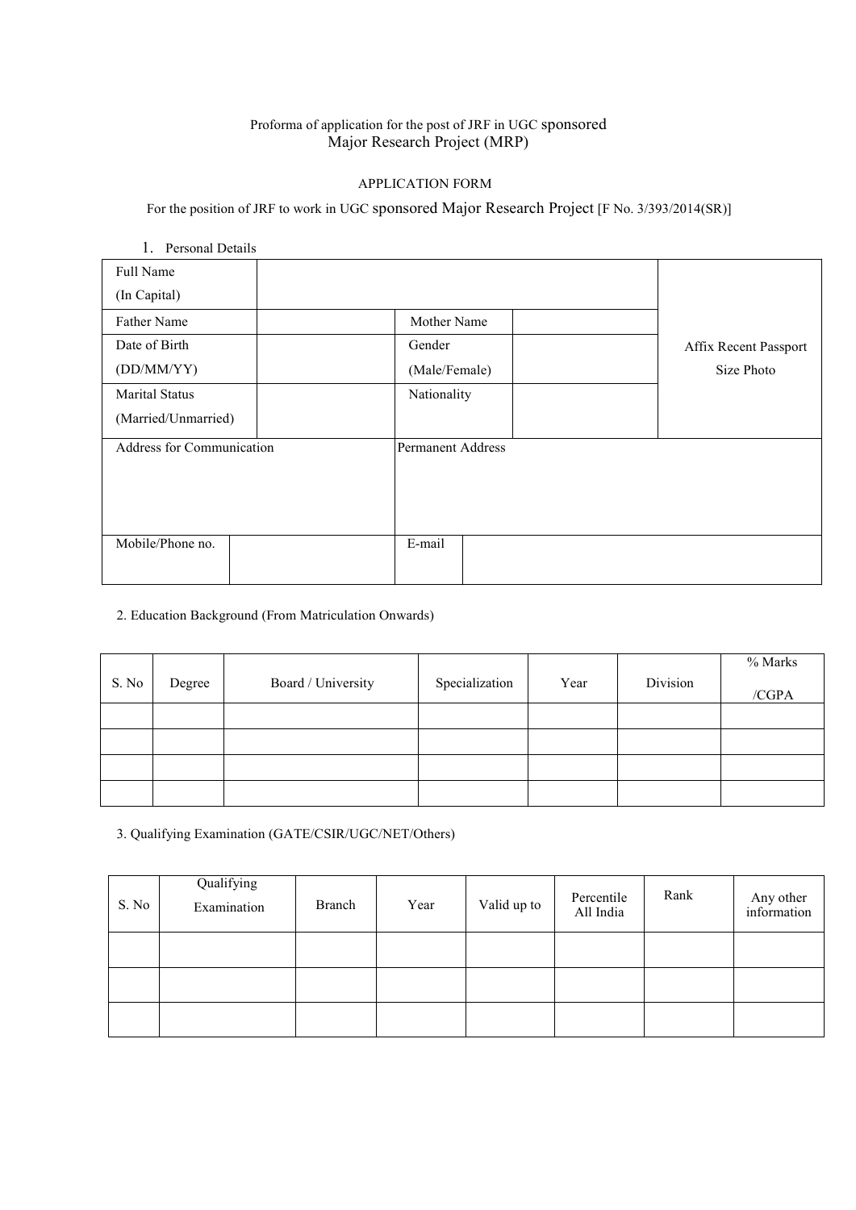Proforma of application for the post of JRF in UGC sponsored Major Research Project (MRP)

APPLICATION FORM

For the position of JRF to work in UGC sponsored Major Research Project [F No. 3/393/2014(SR)]

1. Personal Details

| Full Name (In Capital) | | | | Affix Recent Passport Size Photo |
|---|---|---|---|---|
| Father Name | | Mother Name | | |
| Date of Birth (DD/MM/YY) | | Gender (Male/Female) | | |
| Marital Status (Married/Unmarried) | | Nationality | | |
| Address for Communication | | Permanent Address | | |
| Mobile/Phone no. | | E-mail | | |

2. Education Background (From Matriculation Onwards)

| S. No | Degree | Board / University | Specialization | Year | Division | % Marks /CGPA |
|---|---|---|---|---|---|---|
| | | | | | | |
| | | | | | | |
| | | | | | | |
| | | | | | | |

3. Qualifying Examination (GATE/CSIR/UGC/NET/Others)

| S. No | Qualifying Examination | Branch | Year | Valid up to | Percentile All India | Rank | Any other information |
|---|---|---|---|---|---|---|---|
| | | | | | | | |
| | | | | | | | |
| | | | | | | | |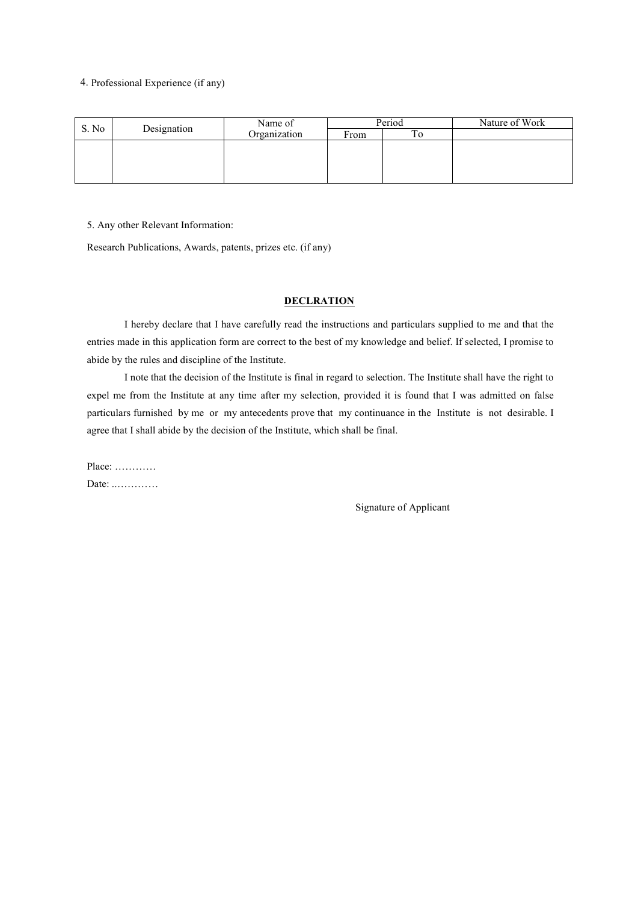4. Professional Experience (if any)

| S. No | Designation | Name of Organization | Period | | Nature of Work |
|---|---|---|---|---|---|
| | | | From | To | |
| | | | | | |

5. Any other Relevant Information:

Research Publications, Awards, patents, prizes etc. (if any)

**DECLRATION**

I hereby declare that I have carefully read the instructions and particulars supplied to me and that the entries made in this application form are correct to the best of my knowledge and belief. If selected, I promise to abide by the rules and discipline of the Institute.

I note that the decision of the Institute is final in regard to selection. The Institute shall have the right to expel me from the Institute at any time after my selection, provided it is found that I was admitted on false particulars furnished by me or my antecedents prove that my continuance in the Institute is not desirable. I agree that I shall abide by the decision of the Institute, which shall be final.

Place: …………

Date: ..…………

Signature of Applicant